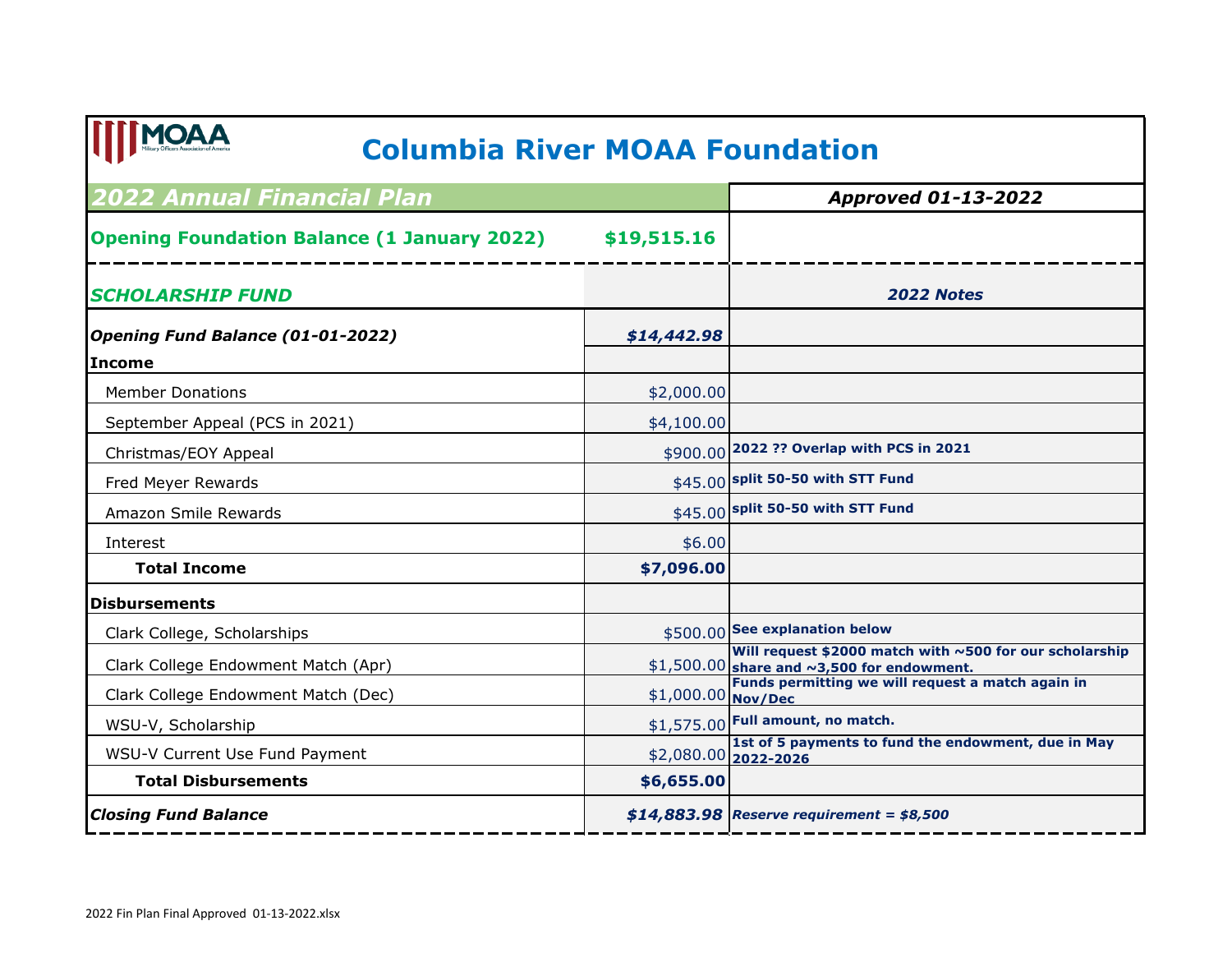# Columbia River MOAA Foundation

| *2022 Annual Financial Plan* | | *Approved 01-13-2022* |
|---|---|---|
| **Opening Foundation Balance (1 January 2022)** | **$19,515.16** | |
| ***SCHOLARSHIP FUND*** | | ***2022 Notes*** |
| ***Opening Fund Balance (01-01-2022)*** | ***$14,442.98*** | |
| **Income** | | |
| Member Donations | $2,000.00 | |
| September Appeal (PCS in 2021) | $4,100.00 | |
| Christmas/EOY Appeal | $900.00 | **2022 ?? Overlap with PCS in 2021** |
| Fred Meyer Rewards | $45.00 | **split 50-50 with STT Fund** |
| Amazon Smile Rewards | $45.00 | **split 50-50 with STT Fund** |
| Interest | $6.00 | |
| **Total Income** | **$7,096.00** | |
| **Disbursements** | | |
| Clark College, Scholarships | $500.00 | **See explanation below** |
| Clark College Endowment Match (Apr) | $1,500.00 | **Will request $2000 match with ~500 for our scholarship share and ~3,500 for endowment.** |
| Clark College Endowment Match (Dec) | $1,000.00 | **Funds permitting we will request a match again in Nov/Dec** |
| WSU-V, Scholarship | $1,575.00 | **Full amount, no match.** |
| WSU-V Current Use Fund Payment | $2,080.00 | **1st of 5 payments to fund the endowment, due in May 2022-2026** |
| **Total Disbursements** | **$6,655.00** | |
| ***Closing Fund Balance*** | ***$14,883.98*** | ***Reserve requirement = $8,500*** |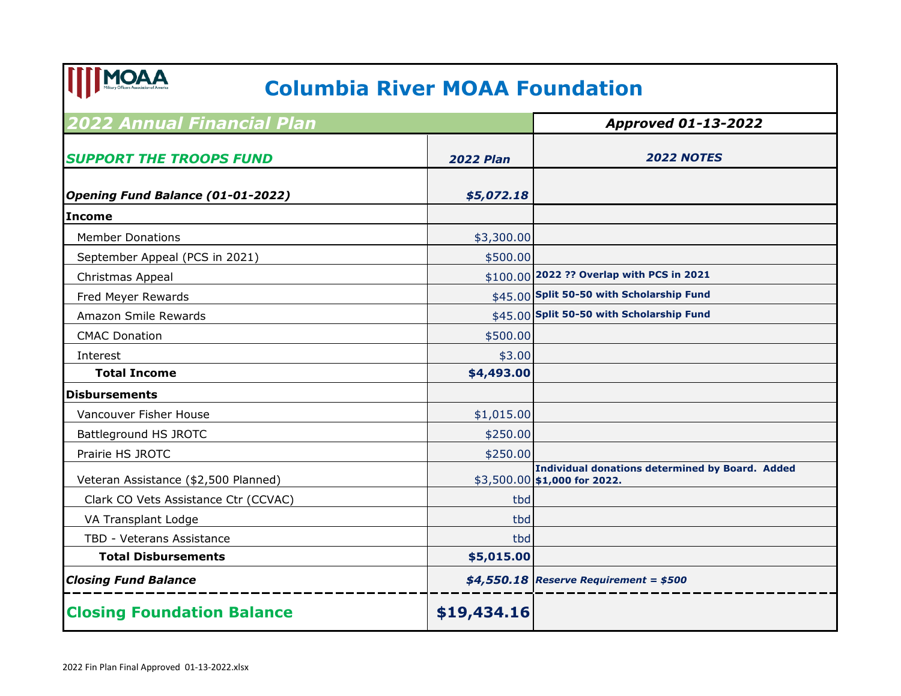# Columbia River MOAA Foundation

| *2022 Annual Financial Plan* | | *Approved 01-13-2022* |
| --- | --- | --- |
| ***SUPPORT THE TROOPS FUND*** | ***2022 Plan*** | ***2022 NOTES*** |
| ***Opening Fund Balance (01-01-2022)*** | ***$5,072.18*** | |
| **Income** | | |
| Member Donations | $3,300.00 | |
| September Appeal (PCS in 2021) | $500.00 | |
| Christmas Appeal | $100.00 | **2022 ?? Overlap with PCS in 2021** |
| Fred Meyer Rewards | $45.00 | **Split 50-50 with Scholarship Fund** |
| Amazon Smile Rewards | $45.00 | **Split 50-50 with Scholarship Fund** |
| CMAC Donation | $500.00 | |
| Interest | $3.00 | |
| **Total Income** | **$4,493.00** | |
| **Disbursements** | | |
| Vancouver Fisher House | $1,015.00 | |
| Battleground HS JROTC | $250.00 | |
| Prairie HS JROTC | $250.00 | |
| Veteran Assistance ($2,500 Planned) | $3,500.00 | **Individual donations determined by Board. Added $1,000 for 2022.** |
| Clark CO Vets Assistance Ctr (CCVAC) | tbd | |
| VA Transplant Lodge | tbd | |
| TBD - Veterans Assistance | tbd | |
| **Total Disbursements** | **$5,015.00** | |
| ***Closing Fund Balance*** | ***$4,550.18*** | ***Reserve Requirement = $500*** |
| **Closing Foundation Balance** | **$19,434.16** | |

2022 Fin Plan Final Approved 01-13-2022.xlsx